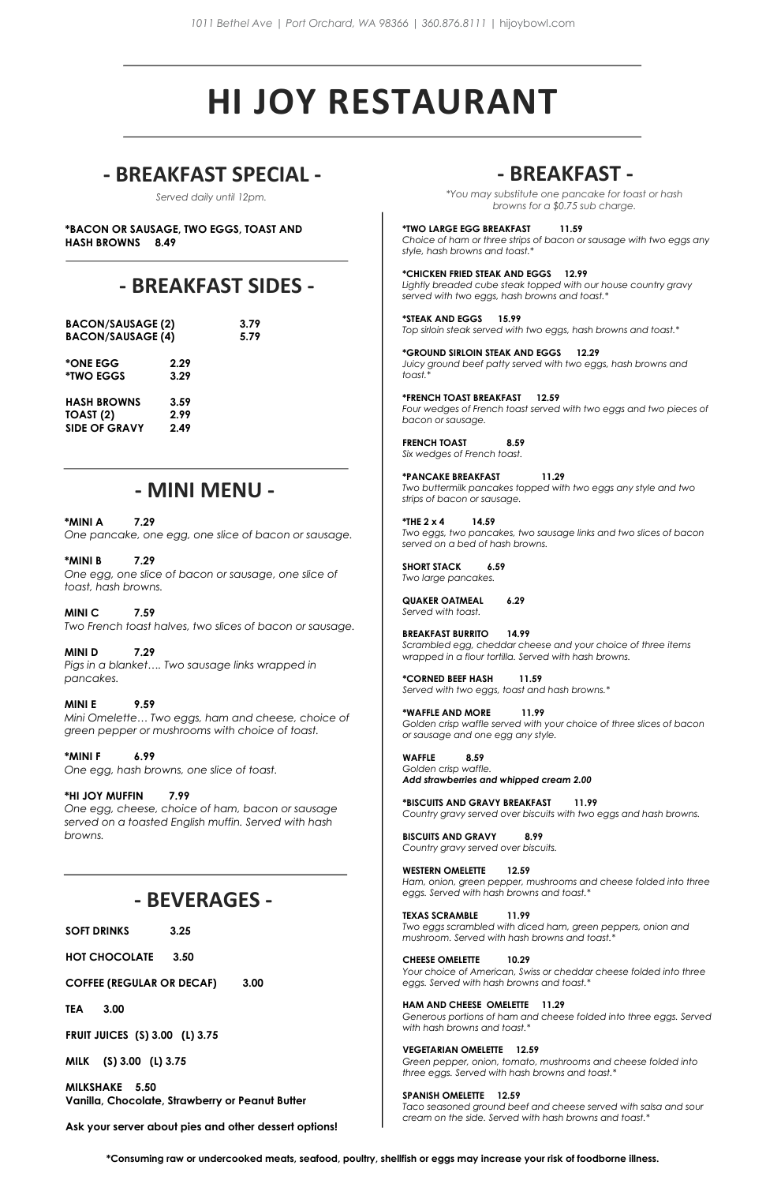1011 Bethel Ave | Port Orchard, WA 98366 | 360.876.8111 | hijoybowl.com

# HI JOY RESTAURANT

## - BREAKFAST SPECIAL -

*Served daily until 12pm.*

**\*BACON OR SAUSAGE, TWO EGGS, TOAST AND HASH BROWNS 8.49**

## - BREAKFAST SIDES -

| | |
|---|---|
| **BACON/SAUSAGE (2)** | **3.79** |
| **BACON/SAUSAGE (4)** | **5.79** |
| **\*ONE EGG** | **2.29** |
| **\*TWO EGGS** | **3.29** |
| **HASH BROWNS** | **3.59** |
| **TOAST (2)** | **2.99** |
| **SIDE OF GRAVY** | **2.49** |

## - MINI MENU -

**\*MINI A 7.29**
*One pancake, one egg, one slice of bacon or sausage.*

**\*MINI B 7.29**
*One egg, one slice of bacon or sausage, one slice of toast, hash browns.*

**MINI C 7.59**
*Two French toast halves, two slices of bacon or sausage.*

**MINI D 7.29**
*Pigs in a blanket…. Two sausage links wrapped in pancakes.*

**MINI E 9.59**
*Mini Omelette… Two eggs, ham and cheese, choice of green pepper or mushrooms with choice of toast.*

**\*MINI F 6.99**
*One egg, hash browns, one slice of toast.*

**\*HI JOY MUFFIN 7.99**
*One egg, cheese, choice of ham, bacon or sausage served on a toasted English muffin. Served with hash browns.*

## - BEVERAGES -

**SOFT DRINKS 3.25**

**HOT CHOCOLATE 3.50**

**COFFEE (REGULAR OR DECAF) 3.00**

**TEA 3.00**

**FRUIT JUICES (S) 3.00 (L) 3.75**

**MILK (S) 3.00 (L) 3.75**

**MILKSHAKE 5.50**
**Vanilla, Chocolate, Strawberry or Peanut Butter**

**Ask your server about pies and other dessert options!**

## - BREAKFAST -

*\*You may substitute one pancake for toast or hash browns for a $0.75 sub charge.*

**\*TWO LARGE EGG BREAKFAST 11.59**
*Choice of ham or three strips of bacon or sausage with two eggs any style, hash browns and toast.\**

**\*CHICKEN FRIED STEAK AND EGGS 12.99**
*Lightly breaded cube steak topped with our house country gravy served with two eggs, hash browns and toast.\**

**\*STEAK AND EGGS 15.99**
*Top sirloin steak served with two eggs, hash browns and toast.\**

**\*GROUND SIRLOIN STEAK AND EGGS 12.29**
*Juicy ground beef patty served with two eggs, hash browns and toast.\**

**\*FRENCH TOAST BREAKFAST 12.59**
*Four wedges of French toast served with two eggs and two pieces of bacon or sausage.*

**FRENCH TOAST 8.59**
*Six wedges of French toast.*

**\*PANCAKE BREAKFAST 11.29**
*Two buttermilk pancakes topped with two eggs any style and two strips of bacon or sausage.*

**\*THE 2 x 4 14.59**
*Two eggs, two pancakes, two sausage links and two slices of bacon served on a bed of hash browns.*

**SHORT STACK 6.59**
*Two large pancakes.*

**QUAKER OATMEAL 6.29**
*Served with toast.*

**BREAKFAST BURRITO 14.99**
*Scrambled egg, cheddar cheese and your choice of three items wrapped in a flour tortilla. Served with hash browns.*

**\*CORNED BEEF HASH 11.59**
*Served with two eggs, toast and hash browns.\**

**\*WAFFLE AND MORE 11.99**
*Golden crisp waffle served with your choice of three slices of bacon or sausage and one egg any style.*

**WAFFLE 8.59**
*Golden crisp waffle.*
***Add strawberries and whipped cream 2.00***

**\*BISCUITS AND GRAVY BREAKFAST 11.99**
*Country gravy served over biscuits with two eggs and hash browns.*

**BISCUITS AND GRAVY 8.99**
*Country gravy served over biscuits.*

**WESTERN OMELETTE 12.59**
*Ham, onion, green pepper, mushrooms and cheese folded into three eggs. Served with hash browns and toast.\**

**TEXAS SCRAMBLE 11.99**
*Two eggs scrambled with diced ham, green peppers, onion and mushroom. Served with hash browns and toast.\**

**CHEESE OMELETTE 10.29**
*Your choice of American, Swiss or cheddar cheese folded into three eggs. Served with hash browns and toast.\**

**HAM AND CHEESE OMELETTE 11.29**
*Generous portions of ham and cheese folded into three eggs. Served with hash browns and toast.\**

**VEGETARIAN OMELETTE 12.59**
*Green pepper, onion, tomato, mushrooms and cheese folded into three eggs. Served with hash browns and toast.\**

**SPANISH OMELETTE 12.59**
*Taco seasoned ground beef and cheese served with salsa and sour cream on the side. Served with hash browns and toast.\**

**\*Consuming raw or undercooked meats, seafood, poultry, shellfish or eggs may increase your risk of foodborne illness.**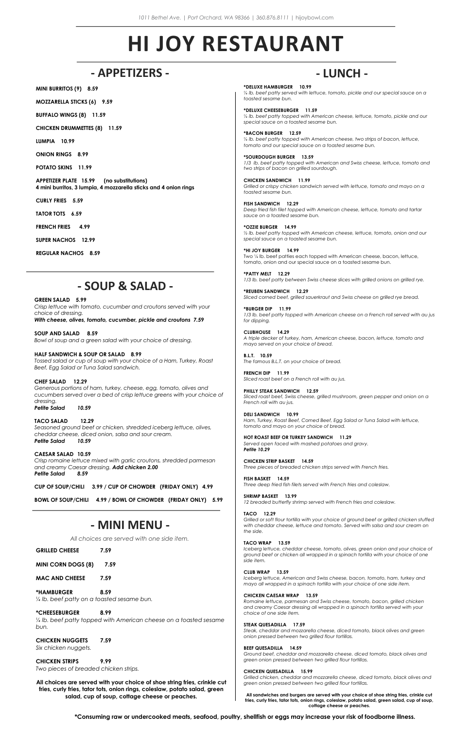1011 Bethel Ave. | Port Orchard, WA 98366 | 360.876.8111 | hijoybowl.com

# HI JOY RESTAURANT

## - APPETIZERS -

**MINI BURRITOS (9) 8.59**

**MOZZARELLA STICKS (6) 9.59**

**BUFFALO WINGS (8) 11.59**

**CHICKEN DRUMMETTES (8) 11.59**

**LUMPIA 10.99**

**ONION RINGS 8.99**

**POTATO SKINS 11.99**

**APPETIZER PLATE 15.99 (no substitutions)**
**4 mini burritos, 3 lumpia, 4 mozzarella sticks and 4 onion rings**

**CURLY FRIES 5.59**

**TATOR TOTS 6.59**

**FRENCH FRIES 4.99**

**SUPER NACHOS 12.99**

**REGULAR NACHOS 8.59**

## - SOUP & SALAD -

**GREEN SALAD 5.99**
*Crisp lettuce with tomato, cucumber and croutons served with your choice of dressing.*
***With cheese, olives, tomato, cucumber, pickle and croutons 7.59***

**SOUP AND SALAD 8.59**
*Bowl of soup and a green salad with your choice of dressing.*

**HALF SANDWICH & SOUP OR SALAD 8.99**
*Tossed salad or cup of soup with your choice of a Ham, Turkey, Roast Beef, Egg Salad or Tuna Salad sandwich.*

**CHEF SALAD 12.29**
*Generous portions of ham, turkey, cheese, egg, tomato, olives and cucumbers served over a bed of crisp lettuce greens with your choice of dressing.*
***Petite Salad 10.59***

**TACO SALAD 12.29**
*Seasoned ground beef or chicken, shredded iceberg lettuce, olives, cheddar cheese, diced onion, salsa and sour cream.*
***Petite Salad 10.59***

**CAESAR SALAD 10.59**
*Crisp romaine lettuce mixed with garlic croutons, shredded parmesan and creamy Caesar dressing.* ***Add chicken 2.00***
***Petite Salad 8.59***

**CUP OF SOUP/CHILI 3.99 / CUP OF CHOWDER (FRIDAY ONLY) 4.99**

**BOWL OF SOUP/CHILI 4.99 / BOWL OF CHOWDER (FRIDAY ONLY) 5.99**

## - MINI MENU -

*All choices are served with one side item.*

**GRILLED CHEESE 7.59**

**MINI CORN DOGS (8) 7.59**

**MAC AND CHEESE 7.59**

**\*HAMBURGER 8.59**
*¼ lb. beef patty on a toasted sesame bun.*

**\*CHEESEBURGER 8.99**
*¼ lb. beef patty topped with American cheese on a toasted sesame bun.*

**CHICKEN NUGGETS 7.59**
*Six chicken nuggets.*

**CHICKEN STRIPS 9.99**
*Two pieces of breaded chicken strips.*

**All choices are served with your choice of shoe string fries, crinkle cut fries, curly fries, tator tots, onion rings, coleslaw, potato salad, green salad, cup of soup, cottage cheese or peaches.**

## - LUNCH -

**\*DELUXE HAMBURGER 10.99**
*¼ lb. beef patty served with lettuce, tomato, pickle and our special sauce on a toasted sesame bun.*

**\*DELUXE CHEESEBURGER 11.59**
*¼ lb. beef patty topped with American cheese, lettuce, tomato, pickle and our special sauce on a toasted sesame bun.*

**\*BACON BURGER 12.59**
*¼ lb. beef patty topped with American cheese, two strips of bacon, lettuce, tomato and our special sauce on a toasted sesame bun.*

**\*SOURDOUGH BURGER 13.59**
*1/3 lb. beef patty topped with American and Swiss cheese, lettuce, tomato and two strips of bacon on grilled sourdough.*

**CHICKEN SANDWICH 11.99**
*Grilled or crispy chicken sandwich served with lettuce, tomato and mayo on a toasted sesame bun.*

**FISH SANDWICH 12.29**
*Deep fried fish filet topped with American cheese, lettuce, tomato and tartar sauce on a toasted sesame bun.*

**\*OZZIE BURGER 14.99**
*½ lb. beef patty topped with American cheese, lettuce, tomato, onion and our special sauce on a toasted sesame bun.*

**\*HI JOY BURGER 14.99**
Two ¼ lb. beef patties each topped with American cheese, bacon, lettuce, tomato, onion and our special sauce on a toasted sesame bun.

**\*PATTY MELT 12.29**
*1/3 lb. beef patty between Swiss cheese slices with grilled onions on grilled rye.*

**\*REUBEN SANDWICH 12.29**
*Sliced corned beef, grilled sauerkraut and Swiss cheese on grilled rye bread.*

**\*BURGER DIP 11.99**
*1/3 lb. beef patty topped with American cheese on a French roll served with au jus for dipping.*

**CLUBHOUSE 14.29**
*A triple decker of turkey, ham, American cheese, bacon, lettuce, tomato and mayo served on your choice of bread.*

**B.L.T. 10.59**
*The famous B.L.T. on your choice of bread.*

**FRENCH DIP 11.99**
*Sliced roast beef on a French roll with au jus.*

**PHILLY STEAK SANDWICH 12.59**
*Sliced roast beef, Swiss cheese, grilled mushroom, green pepper and onion on a French roll with au jus.*

**DELI SANDWICH 10.99**
*Ham, Turkey, Roast Beef, Corned Beef, Egg Salad or Tuna Salad with lettuce, tomato and mayo on your choice of bread.*

**HOT ROAST BEEF OR TURKEY SANDWICH 11.29**
*Served open faced with mashed potatoes and gravy.*
***Petite 10.29***

**CHICKEN STRIP BASKET 14.59**
*Three pieces of breaded chicken strips served with French fries.*

**FISH BASKET 14.59**
*Three deep fried fish filets served with French fries and coleslaw.*

**SHRIMP BASKET 13.99**
*12 breaded butterfly shrimp served with French fries and coleslaw.*

**TACO 12.29**
*Grilled or soft flour tortilla with your choice of ground beef or grilled chicken stuffed with cheddar cheese, lettuce and tomato. Served with salsa and sour cream on the side.*

**TACO WRAP 13.59**
*Iceberg lettuce, cheddar cheese, tomato, olives, green onion and your choice of ground beef or chicken all wrapped in a spinach tortilla with your choice of one side item.*

**CLUB WRAP 13.59**
*Iceberg lettuce, American and Swiss cheese, bacon, tomato, ham, turkey and mayo all wrapped in a spinach tortilla with your choice of one side item.*

**CHICKEN CAESAR WRAP 13.59**
*Romaine lettuce, parmesan and Swiss cheese, tomato, bacon, grilled chicken and creamy Caesar dressing all wrapped in a spinach tortilla served with your choice of one side item.*

**STEAK QUESADILLA 17.59**
*Steak, cheddar and mozzarella cheese, diced tomato, black olives and green onion pressed between two grilled flour tortillas.*

**BEEF QUESADILLA 14.59**
*Ground beef, cheddar and mozzarella cheese, diced tomato, black olives and green onion pressed between two grilled flour tortillas.*

**CHICKEN QUESADILLA 15.99**
*Grilled chicken, cheddar and mozzarella cheese, diced tomato, black olives and green onion pressed between two grilled flour tortillas.*

**All sandwiches and burgers are served with your choice of shoe string fries, crinkle cut fries, curly fries, tator tots, onion rings, coleslaw, potato salad, green salad, cup of soup, cottage cheese or peaches.**

**\*Consuming raw or undercooked meats, seafood, poultry, shellfish or eggs may increase your risk of foodborne illness.**